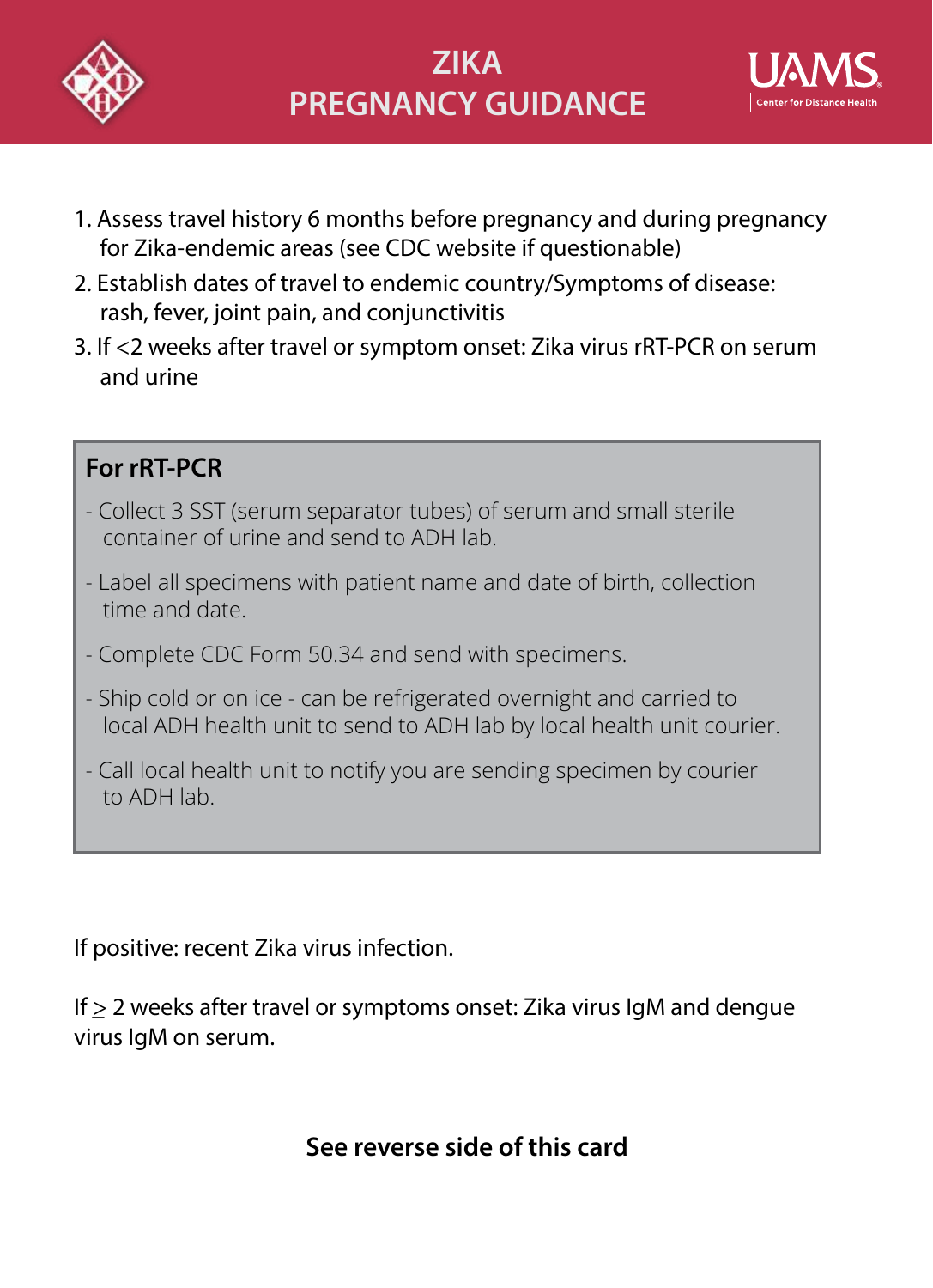# ZIKA PREGNANCY GUIDANCE

UAMS Center for Distance Health

1. Assess travel history 6 months before pregnancy and during pregnancy for Zika-endemic areas (see CDC website if questionable)
2. Establish dates of travel to endemic country/Symptoms of disease: rash, fever, joint pain, and conjunctivitis
3. If <2 weeks after travel or symptom onset: Zika virus rRT-PCR on serum and urine

**For rRT-PCR**

- Collect 3 SST (serum separator tubes) of serum and small sterile container of urine and send to ADH lab.
- Label all specimens with patient name and date of birth, collection time and date.
- Complete CDC Form 50.34 and send with specimens.
- Ship cold or on ice - can be refrigerated overnight and carried to local ADH health unit to send to ADH lab by local health unit courier.
- Call local health unit to notify you are sending specimen by courier to ADH lab.

If positive: recent Zika virus infection.

If $\geq$ 2 weeks after travel or symptoms onset: Zika virus IgM and dengue virus IgM on serum.

**See reverse side of this card**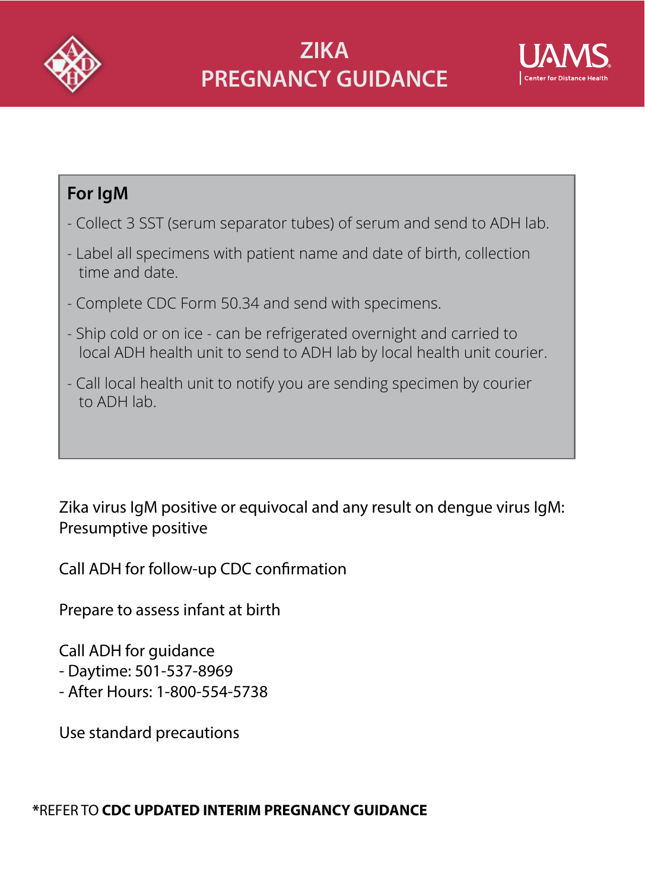# ZIKA PREGNANCY GUIDANCE

UAMS Center for Distance Health

## For IgM

- Collect 3 SST (serum separator tubes) of serum and send to ADH lab.
- Label all specimens with patient name and date of birth, collection time and date.
- Complete CDC Form 50.34 and send with specimens.
- Ship cold or on ice - can be refrigerated overnight and carried to local ADH health unit to send to ADH lab by local health unit courier.
- Call local health unit to notify you are sending specimen by courier to ADH lab.

Zika virus IgM positive or equivocal and any result on dengue virus IgM: Presumptive positive

Call ADH for follow-up CDC confirmation

Prepare to assess infant at birth

Call ADH for guidance
- Daytime: 501-537-8969
- After Hours: 1-800-554-5738

Use standard precautions

*REFER TO **CDC UPDATED INTERIM PREGNANCY GUIDANCE**